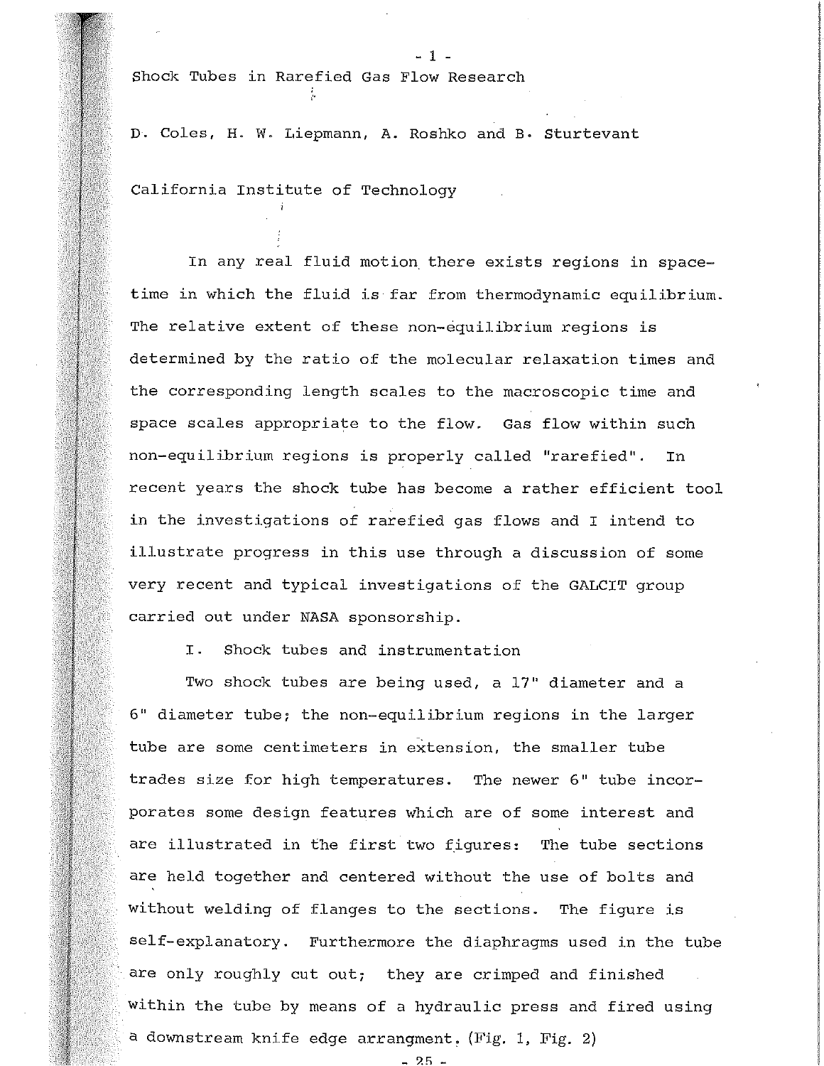# Shock Tubes in Rarefied Gas Flow Research

D. Coles, H. W. Liepmann, A. Roshko and B. Sturtevant

California Institute of Technology

In any real fluid motion there exists regions in space-time in which the fluid is far from thermodynamic equilibrium. The relative extent of these non-equilibrium regions is determined by the ratio of the molecular relaxation times and the corresponding length scales to the macroscopic time and space scales appropriate to the flow. Gas flow within such non-equilibrium regions is properly called "rarefied". In recent years the shock tube has become a rather efficient tool in the investigations of rarefied gas flows and I intend to illustrate progress in this use through a discussion of some very recent and typical investigations of the GALCIT group carried out under NASA sponsorship.

## I. Shock tubes and instrumentation

Two shock tubes are being used, a 17" diameter and a 6" diameter tube; the non-equilibrium regions in the larger tube are some centimeters in extension, the smaller tube trades size for high temperatures. The newer 6" tube incorporates some design features which are of some interest and are illustrated in the first two figures: The tube sections are held together and centered without the use of bolts and without welding of flanges to the sections. The figure is self-explanatory. Furthermore the diaphragms used in the tube are only roughly cut out; they are crimped and finished within the tube by means of a hydraulic press and fired using a downstream knife edge arrangment. (Fig. 1, Fig. 2)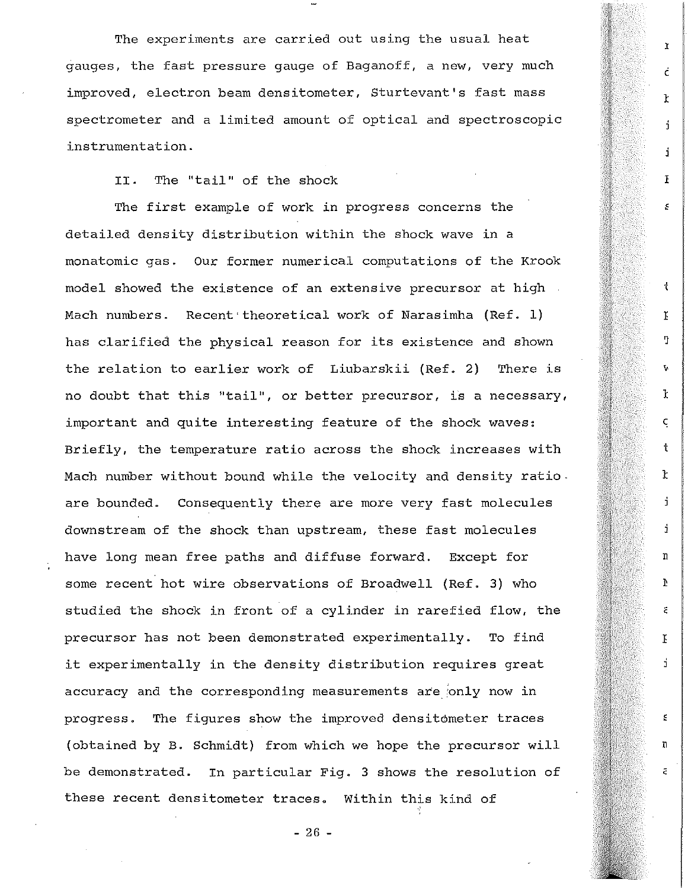The experiments are carried out using the usual heat gauges, the fast pressure gauge of Baganoff, a new, very much improved, electron beam densitometer, Sturtevant's fast mass spectrometer and a limited amount of optical and spectroscopic instrumentation.

## II. The "tail" of the shock

The first example of work in progress concerns the detailed density distribution within the shock wave in a monatomic gas. Our former numerical computations of the Krook model showed the existence of an extensive precursor at high Mach numbers. Recent theoretical work of Narasimha (Ref. 1) has clarified the physical reason for its existence and shown the relation to earlier work of Liubarskii (Ref. 2) There is no doubt that this "tail", or better precursor, is a necessary, important and quite interesting feature of the shock waves: Briefly, the temperature ratio across the shock increases with Mach number without bound while the velocity and density ratio are bounded. Consequently there are more very fast molecules downstream of the shock than upstream, these fast molecules have long mean free paths and diffuse forward. Except for some recent hot wire observations of Broadwell (Ref. 3) who studied the shock in front of a cylinder in rarefied flow, the precursor has not been demonstrated experimentally. To find it experimentally in the density distribution requires great accuracy and the corresponding measurements are only now in progress. The figures show the improved densitometer traces (obtained by B. Schmidt) from which we hope the precursor will be demonstrated. In particular Fig. 3 shows the resolution of these recent densitometer traces. Within this kind of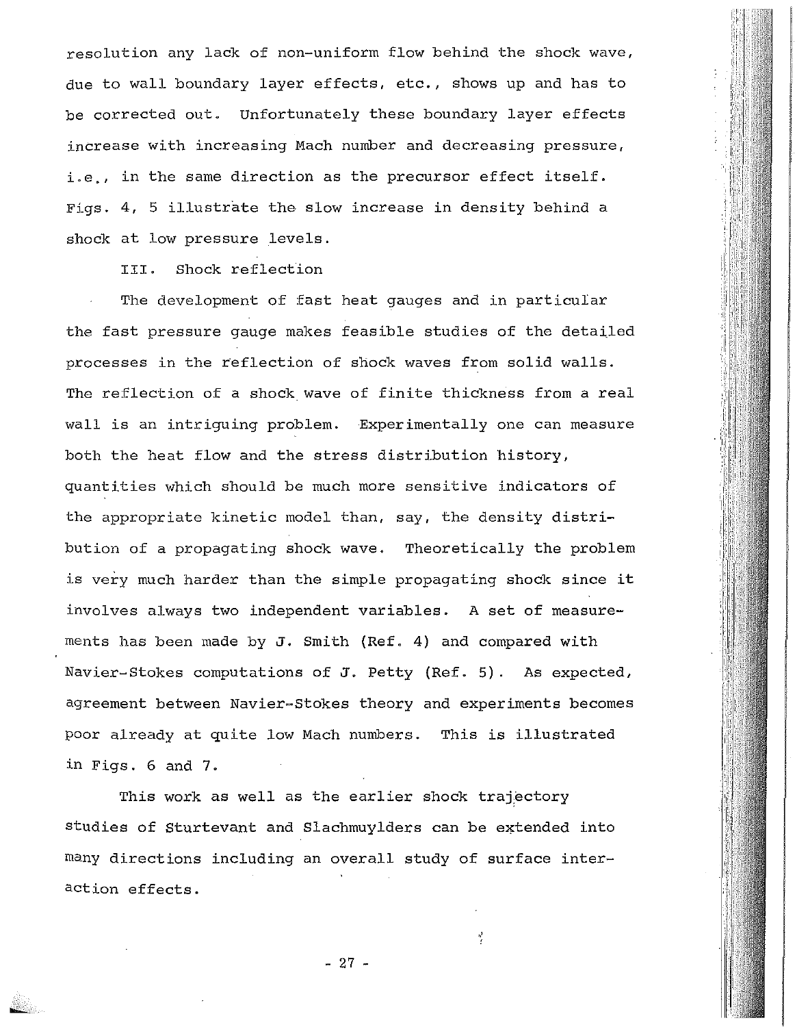resolution any lack of non-uniform flow behind the shock wave, due to wall boundary layer effects, etc., shows up and has to be corrected out. Unfortunately these boundary layer effects increase with increasing Mach number and decreasing pressure, i.e., in the same direction as the precursor effect itself. Figs. 4, 5 illustrate the slow increase in density behind a shock at low pressure levels.

## III. Shock reflection

The development of fast heat gauges and in particular the fast pressure gauge makes feasible studies of the detailed processes in the reflection of shock waves from solid walls. The reflection of a shock wave of finite thickness from a real wall is an intriguing problem. Experimentally one can measure both the heat flow and the stress distribution history, quantities which should be much more sensitive indicators of the appropriate kinetic model than, say, the density distribution of a propagating shock wave. Theoretically the problem is very much harder than the simple propagating shock since it involves always two independent variables. A set of measurements has been made by J. Smith (Ref. 4) and compared with Navier-Stokes computations of J. Petty (Ref. 5). As expected, agreement between Navier-Stokes theory and experiments becomes poor already at quite low Mach numbers. This is illustrated in Figs. 6 and 7.

This work as well as the earlier shock trajectory studies of Sturtevant and Slachmuylders can be extended into many directions including an overall study of surface interaction effects.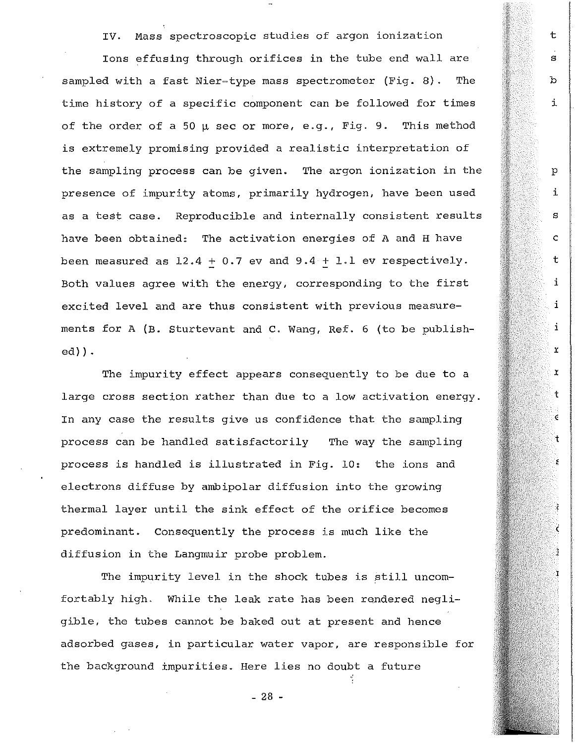## IV. Mass spectroscopic studies of argon ionization

Ions effusing through orifices in the tube end wall are sampled with a fast Nier-type mass spectrometer (Fig. 8). The time history of a specific component can be followed for times of the order of a 50 μ sec or more, e.g., Fig. 9. This method is extremely promising provided a realistic interpretation of the sampling process can be given. The argon ionization in the presence of impurity atoms, primarily hydrogen, have been used as a test case. Reproducible and internally consistent results have been obtained: The activation energies of A and H have been measured as $12.4 \pm 0.7$ ev and $9.4 \pm 1.1$ ev respectively. Both values agree with the energy, corresponding to the first excited level and are thus consistent with previous measurements for A (B. Sturtevant and C. Wang, Ref. 6 (to be published)).

The impurity effect appears consequently to be due to a large cross section rather than due to a low activation energy. In any case the results give us confidence that the sampling process can be handled satisfactorily The way the sampling process is handled is illustrated in Fig. 10: the ions and electrons diffuse by ambipolar diffusion into the growing thermal layer until the sink effect of the orifice becomes predominant. Consequently the process is much like the diffusion in the Langmuir probe problem.

The impurity level in the shock tubes is still uncomfortably high. While the leak rate has been rendered negligible, the tubes cannot be baked out at present and hence adsorbed gases, in particular water vapor, are responsible for the background impurities. Here lies no doubt a future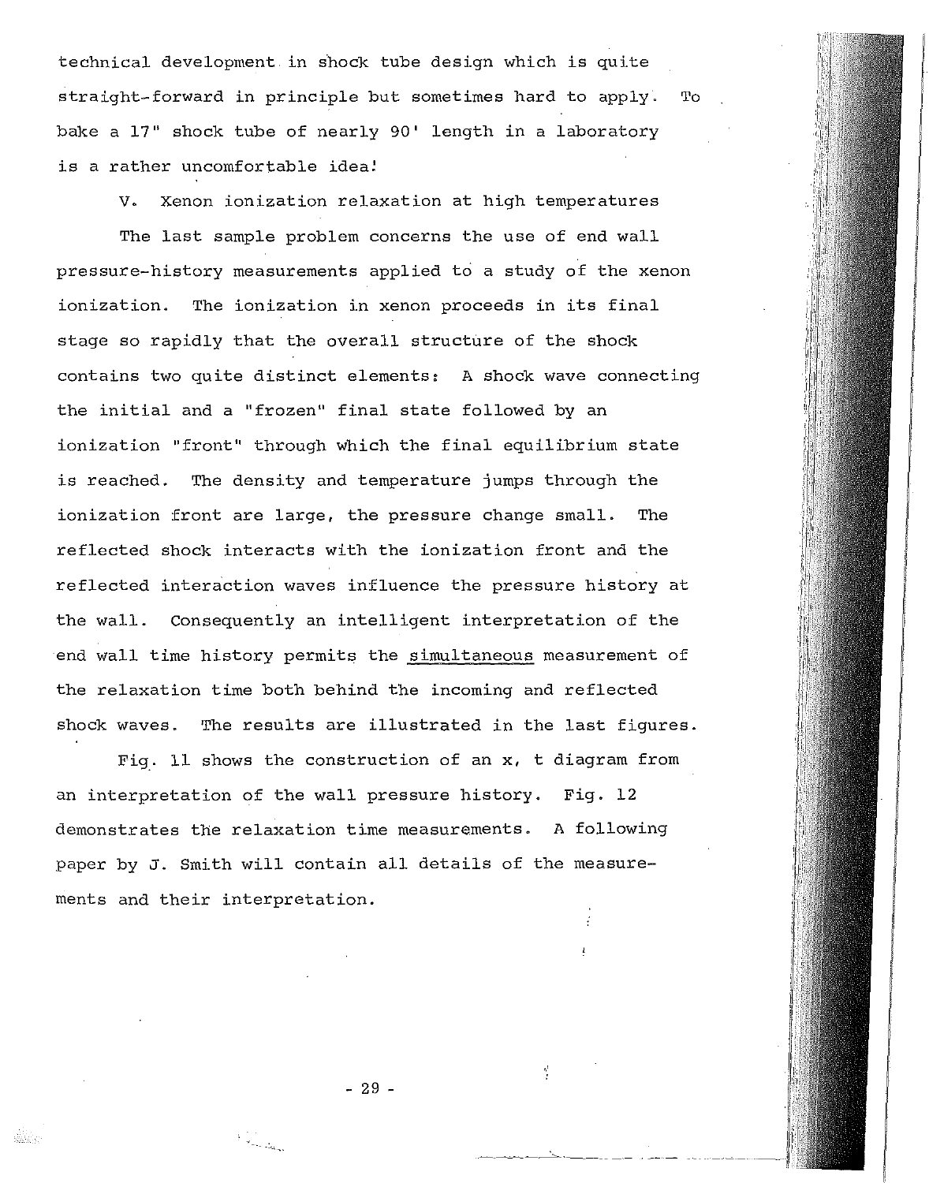technical development in shock tube design which is quite straight-forward in principle but sometimes hard to apply. To bake a 17" shock tube of nearly 90' length in a laboratory is a rather uncomfortable idea!

## V. Xenon ionization relaxation at high temperatures

The last sample problem concerns the use of end wall pressure-history measurements applied to a study of the xenon ionization. The ionization in xenon proceeds in its final stage so rapidly that the overall structure of the shock contains two quite distinct elements: A shock wave connecting the initial and a "frozen" final state followed by an ionization "front" through which the final equilibrium state is reached. The density and temperature jumps through the ionization front are large, the pressure change small. The reflected shock interacts with the ionization front and the reflected interaction waves influence the pressure history at the wall. Consequently an intelligent interpretation of the end wall time history permits the <u>simultaneous</u> measurement of the relaxation time both behind the incoming and reflected shock waves. The results are illustrated in the last figures.

Fig. 11 shows the construction of an x, t diagram from an interpretation of the wall pressure history. Fig. 12 demonstrates the relaxation time measurements. A following paper by J. Smith will contain all details of the measurements and their interpretation.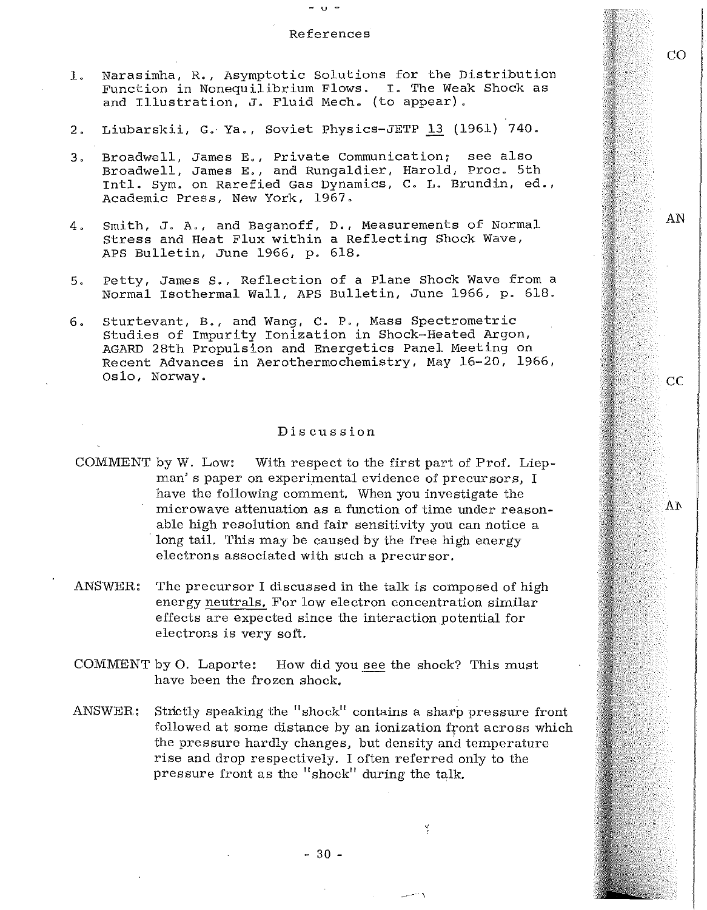## References

1. Narasimha, R., Asymptotic Solutions for the Distribution Function in Nonequilibrium Flows. I. The Weak Shock as and Illustration, J. Fluid Mech. (to appear).

2. Liubarskii, G. Ya., Soviet Physics-JETP 13 (1961) 740.

3. Broadwell, James E., Private Communication; see also Broadwell, James E., and Rungaldier, Harold, Proc. 5th Intl. Sym. on Rarefied Gas Dynamics, C. L. Brundin, ed., Academic Press, New York, 1967.

4. Smith, J. A., and Baganoff, D., Measurements of Normal Stress and Heat Flux within a Reflecting Shock Wave, APS Bulletin, June 1966, p. 618.

5. Petty, James S., Reflection of a Plane Shock Wave from a Normal Isothermal Wall, APS Bulletin, June 1966, p. 618.

6. Sturtevant, B., and Wang, C. P., Mass Spectrometric Studies of Impurity Ionization in Shock-Heated Argon, AGARD 28th Propulsion and Energetics Panel Meeting on Recent Advances in Aerothermochemistry, May 16-20, 1966, Oslo, Norway.

## Discussion

COMMENT by W. Low: With respect to the first part of Prof. Liepman's paper on experimental evidence of precursors, I have the following comment. When you investigate the microwave attenuation as a function of time under reasonable high resolution and fair sensitivity you can notice a long tail. This may be caused by the free high energy electrons associated with such a precursor.

ANSWER: The precursor I discussed in the talk is composed of high energy neutrals. For low electron concentration similar effects are expected since the interaction potential for electrons is very soft.

COMMENT by O. Laporte: How did you see the shock? This must have been the frozen shock.

ANSWER: Strictly speaking the "shock" contains a sharp pressure front followed at some distance by an ionization front across which the pressure hardly changes, but density and temperature rise and drop respectively. I often referred only to the pressure front as the "shock" during the talk.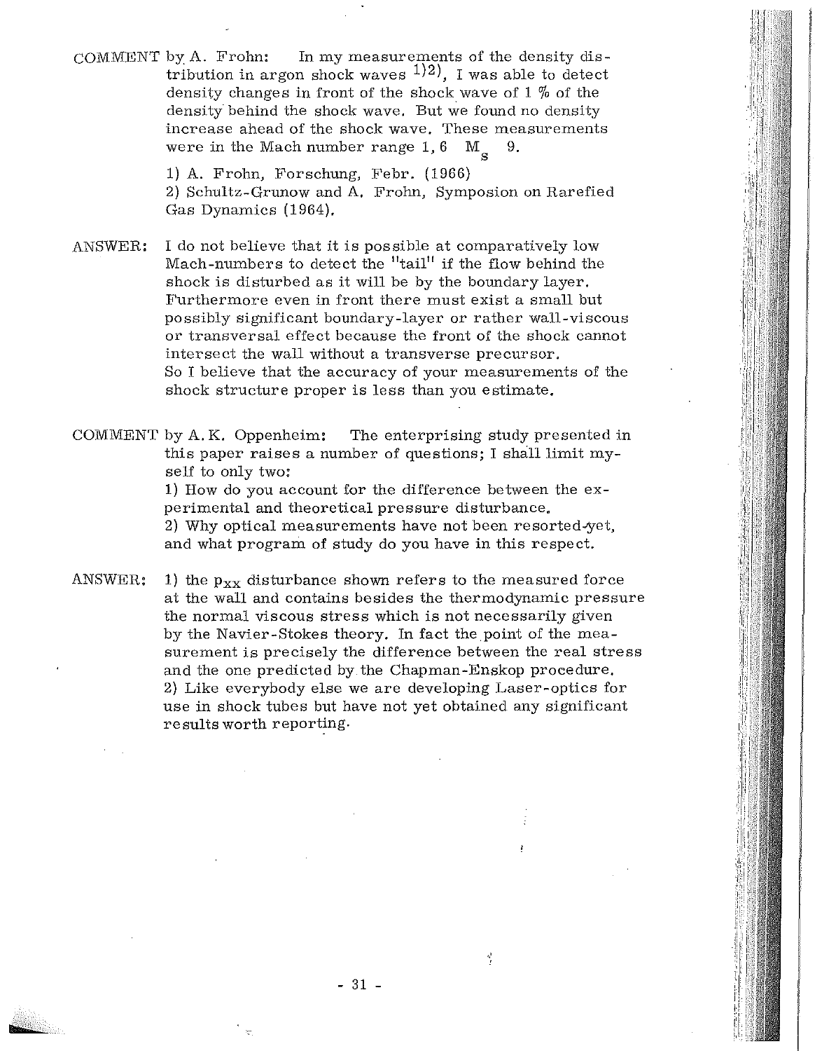COMMENT by A. Frohn: In my measurements of the density distribution in argon shock waves [1][2], I was able to detect density changes in front of the shock wave of 1 % of the density behind the shock wave. But we found no density increase ahead of the shock wave. These measurements were in the Mach number range 1, 6 $M_s$ 9.

1) A. Frohn, Forschung, Febr. (1966)
2) Schultz-Grunow and A. Frohn, Symposion on Rarefied Gas Dynamics (1964).

ANSWER: I do not believe that it is possible at comparatively low Mach-numbers to detect the "tail" if the flow behind the shock is disturbed as it will be by the boundary layer. Furthermore even in front there must exist a small but possibly significant boundary-layer or rather wall-viscous or transversal effect because the front of the shock cannot intersect the wall without a transverse precursor. So I believe that the accuracy of your measurements of the shock structure proper is less than you estimate.

COMMENT by A.K. Oppenheim: The enterprising study presented in this paper raises a number of questions; I shall limit myself to only two:

1) How do you account for the difference between the experimental and theoretical pressure disturbance.
2) Why optical measurements have not been resorted-yet, and what program of study do you have in this respect.

ANSWER: 1) the $p_{xx}$ disturbance shown refers to the measured force at the wall and contains besides the thermodynamic pressure the normal viscous stress which is not necessarily given by the Navier-Stokes theory. In fact the point of the measurement is precisely the difference between the real stress and the one predicted by the Chapman-Enskop procedure.
2) Like everybody else we are developing Laser-optics for use in shock tubes but have not yet obtained any significant results worth reporting.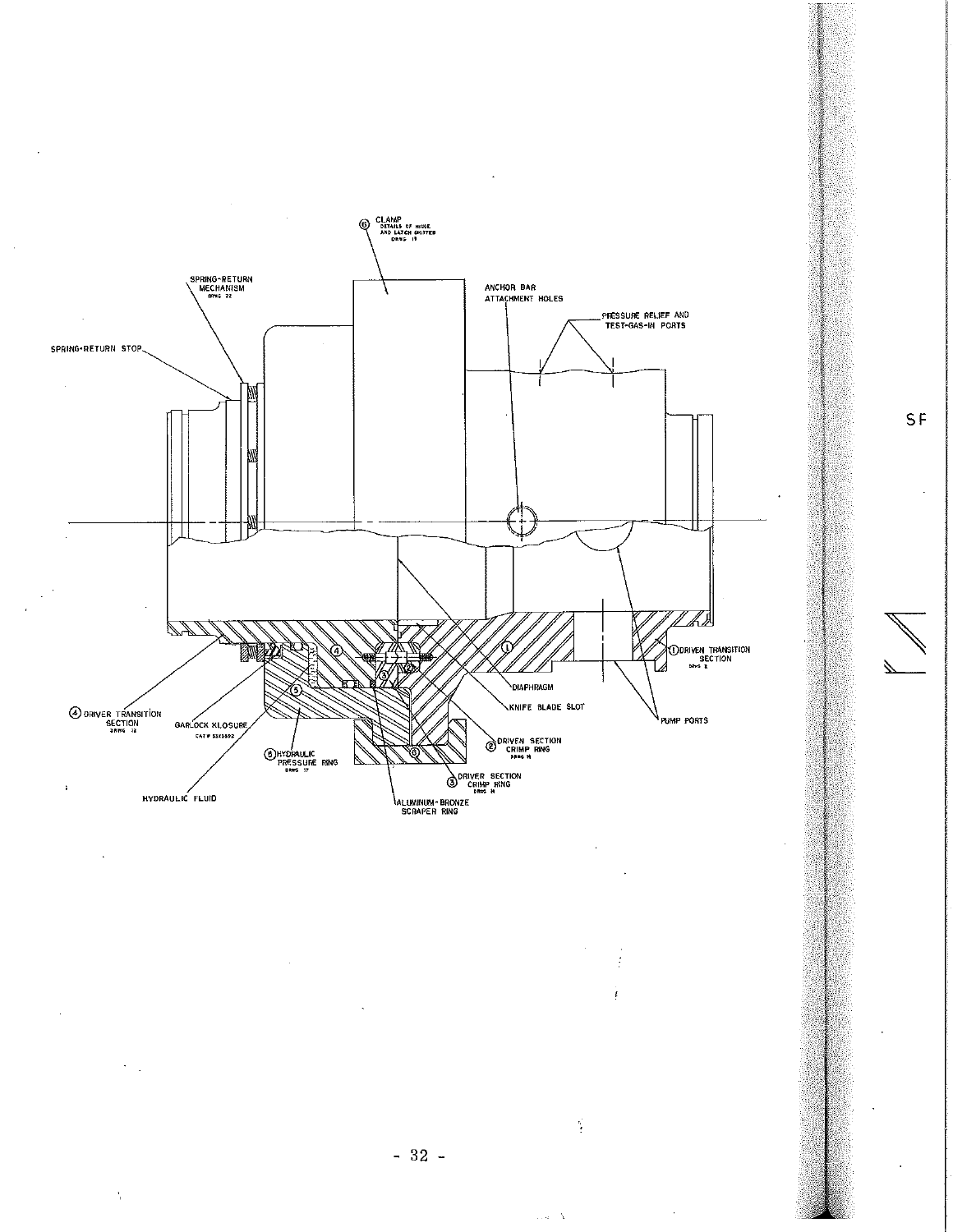⑥ CLAMP
DETAILS OF HINGE AND LATCH OMITTED
DRWG 19

SPRING-RETURN MECHANISM
DRWG 22

SPRING-RETURN STOP

ANCHOR BAR ATTACHMENT HOLES

PRESSURE RELIEF AND TEST-GAS-IN PORTS

① DRIVEN TRANSITION SECTION
DRWG 8

DIAPHRAGM

KNIFE BLADE SLOT

PUMP PORTS

② DRIVEN SECTION CRIMP RING
DRWG 16

③ DRIVER SECTION CRIMP RING
DRWG 16

ALUMINUM-BRONZE SCRAPER RING

⑤ HYDRAULIC PRESSURE RING
DRWG 17

HYDRAULIC FLUID

GARLOCK KLOSURE
CAT # 53X3592

④ DRIVER TRANSITION SECTION
DRWG 12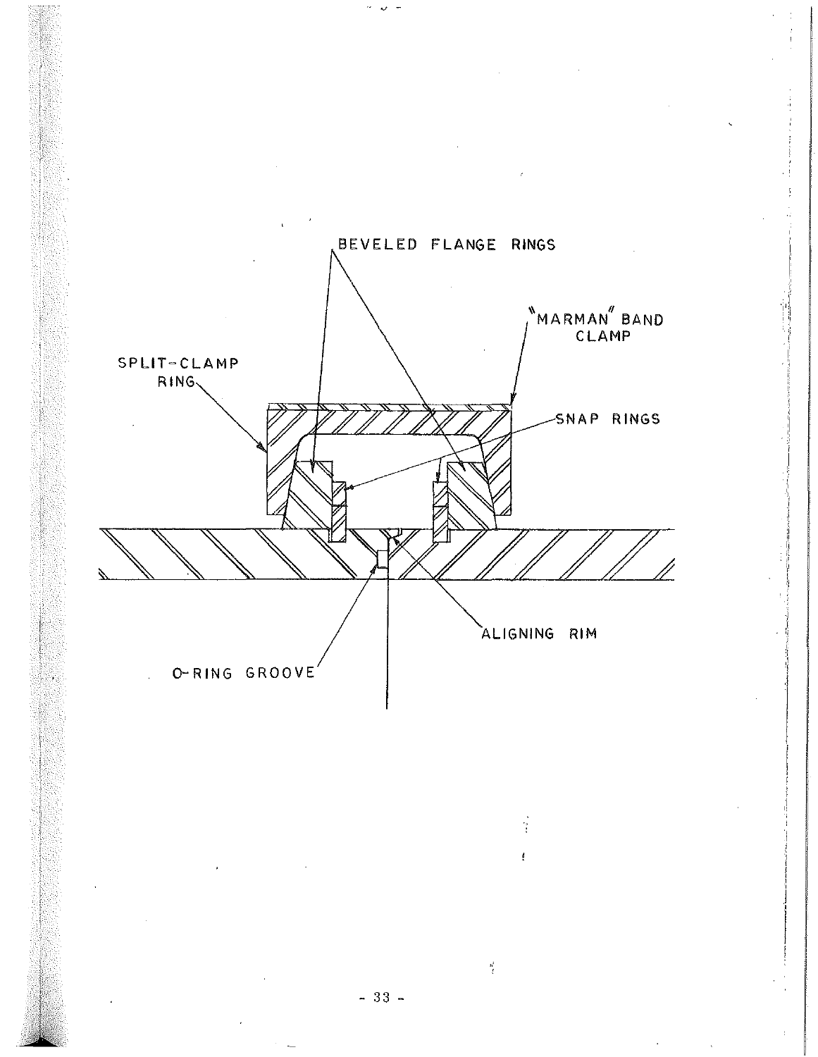BEVELED FLANGE RINGS

"MARMAN" BAND CLAMP

SPLIT-CLAMP RING

SNAP RINGS

ALIGNING RIM

O-RING GROOVE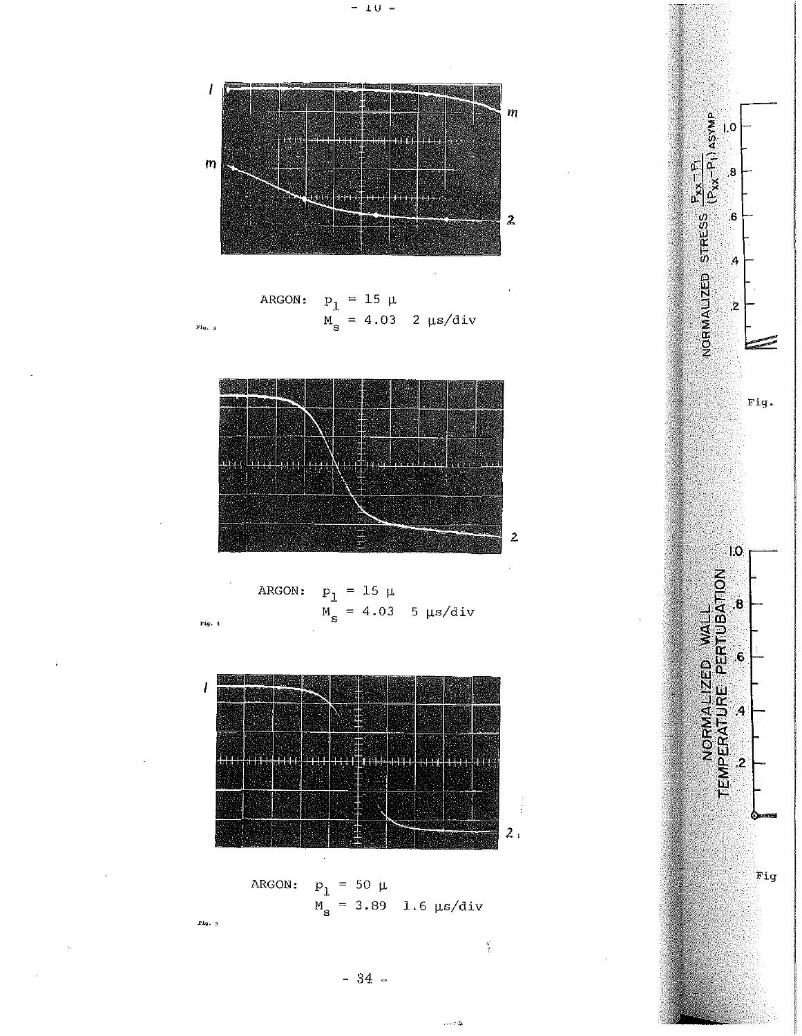ARGON: $p_1 = 15\ \mu$
$M_s = 4.03$ 2 μs/div

Fig. 3

ARGON: $p_1 = 15\ \mu$
$M_s = 4.03$ 5 μs/div

Fig. 4

ARGON: $p_1 = 50\ \mu$
$M_s = 3.89$ 1.6 μs/div

Fig. 5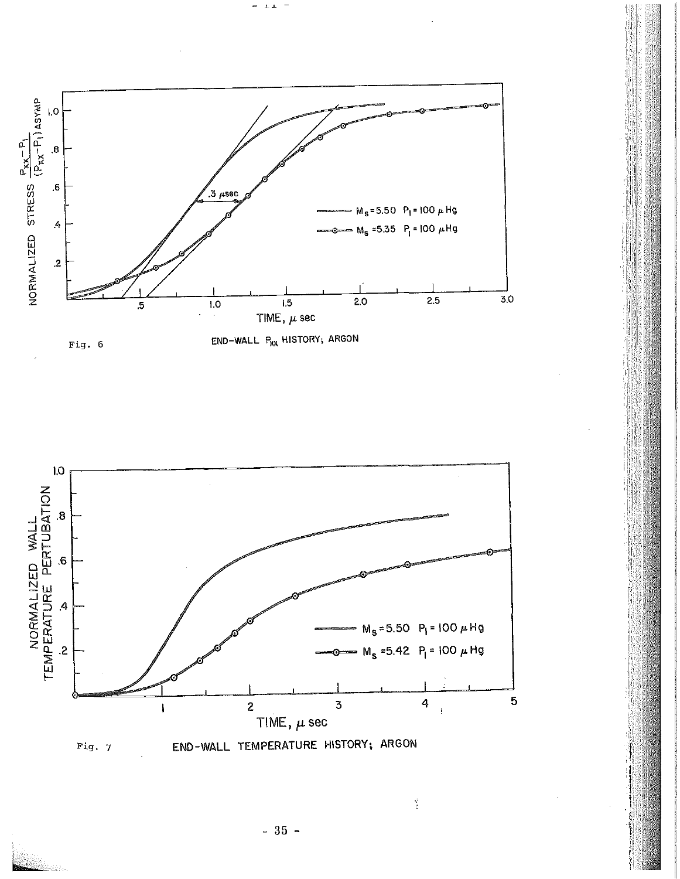$M_s = 5.50 \quad P_1 = 100\ \mu Hg$

$M_s = 5.35 \quad P_1 = 100\ \mu Hg$

Fig. 6 END-WALL $P_{xx}$ HISTORY; ARGON

$M_s = 5.50 \quad P_1 = 100\ \mu Hg$

$M_s = 5.42 \quad P_1 = 100\ \mu Hg$

Fig. 7 END-WALL TEMPERATURE HISTORY; ARGON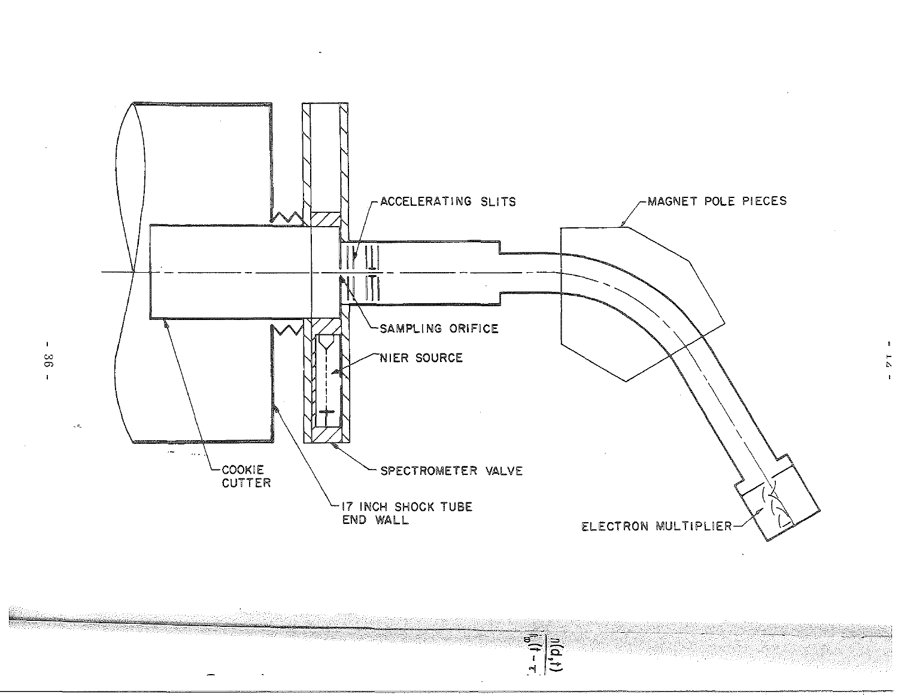ACCELERATING SLITS

MAGNET POLE PIECES

SAMPLING ORIFICE

NIER SOURCE

COOKIE CUTTER

SPECTROMETER VALVE

17 INCH SHOCK TUBE END WALL

ELECTRON MULTIPLIER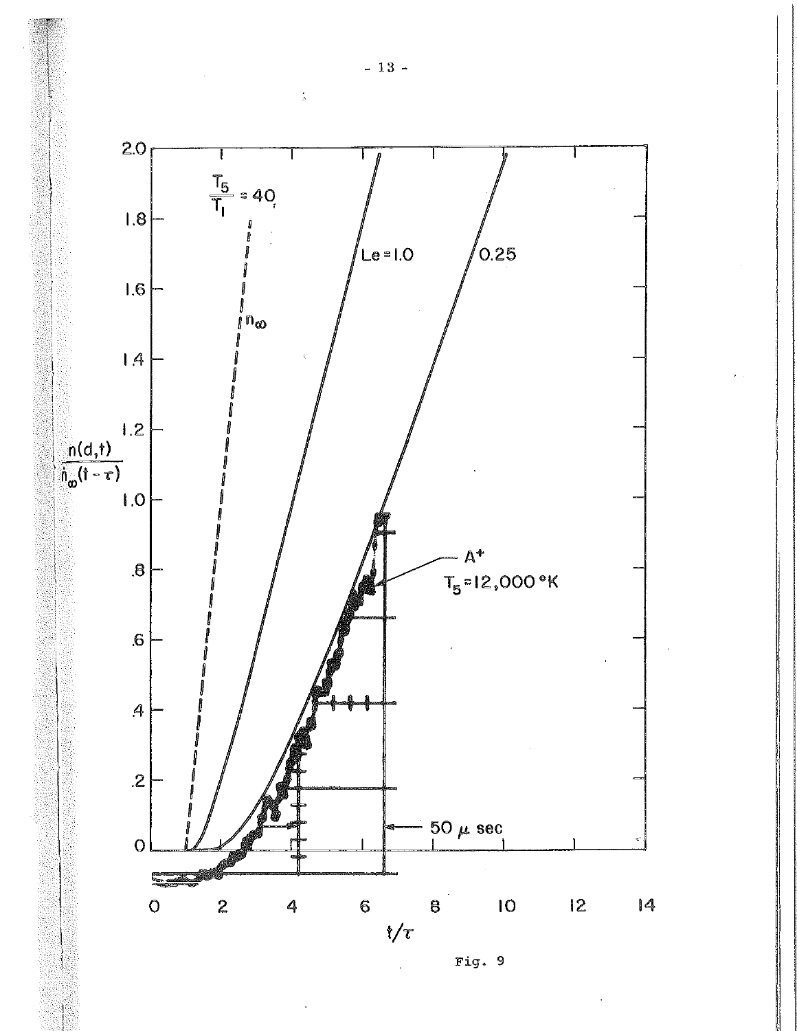Fig. 9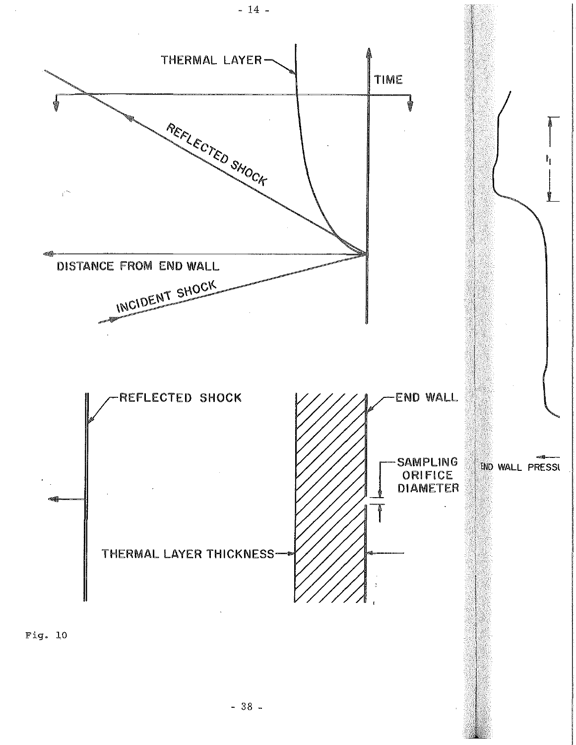Fig. 10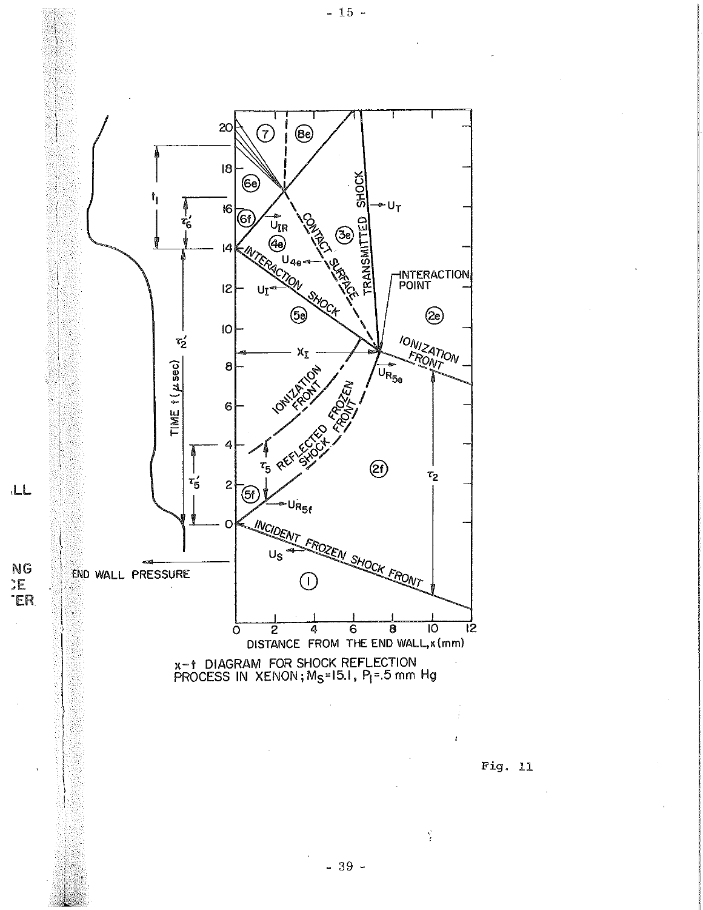x–t DIAGRAM FOR SHOCK REFLECTION PROCESS IN XENON; $M_S$=15.1, $P_1$=.5 mm Hg

Fig. 11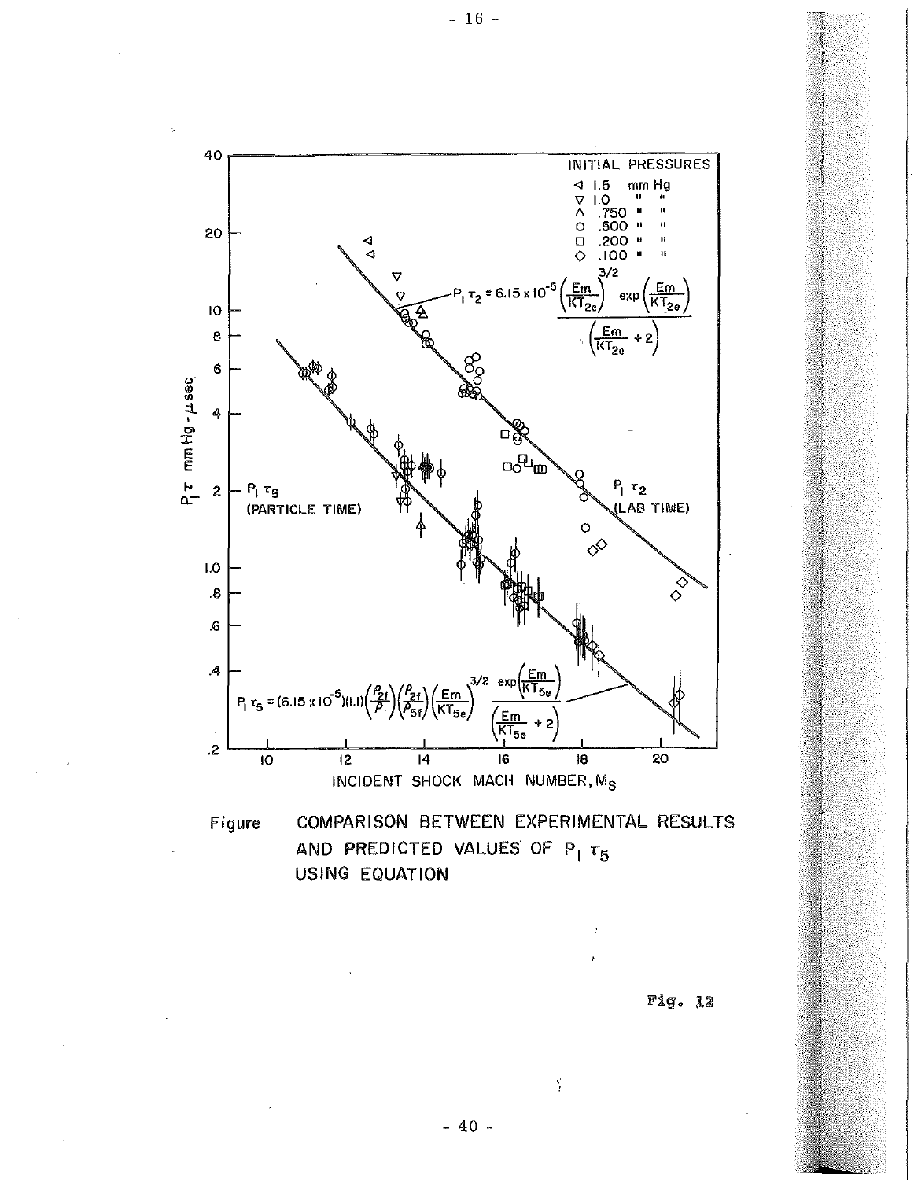INITIAL PRESSURES

◁ 1.5 mm Hg
▽ 1.0 " "
△ .750 " "
○ .500 " "
□ .200 " "
◇ .100 " "

$$P_1 \tau_2 = 6.15 \times 10^{-5} \frac{\left(\frac{Em}{KT_{2e}}\right)^{3/2} \exp\left(\frac{Em}{KT_{2e}}\right)}{\left(\frac{Em}{KT_{2e}} + 2\right)}$$

$P_1 \tau_5$ (PARTICLE TIME)

$P_1 \tau_2$ (LAB TIME)

$$P_1 \tau_5 = (6.15 \times 10^{-5})(1.1)\left(\frac{\rho_{2f}}{\rho_1}\right)\left(\frac{\rho_{2f}}{\rho_{5f}}\right)\left(\frac{Em}{KT_{5e}}\right)^{3/2} \frac{\exp\left(\frac{Em}{KT_{5e}}\right)}{\left(\frac{Em}{KT_{5e}} + 2\right)}$$

$P_1 \tau$ mm Hg - $\mu$sec

40
20
10
8
6
4
2
1.0
.8
.6
.4
.2

10
12
14
16
18
20

INCIDENT SHOCK MACH NUMBER, $M_S$

Figure COMPARISON BETWEEN EXPERIMENTAL RESULTS AND PREDICTED VALUES OF $P_1 \tau_5$ USING EQUATION

Fig. 12